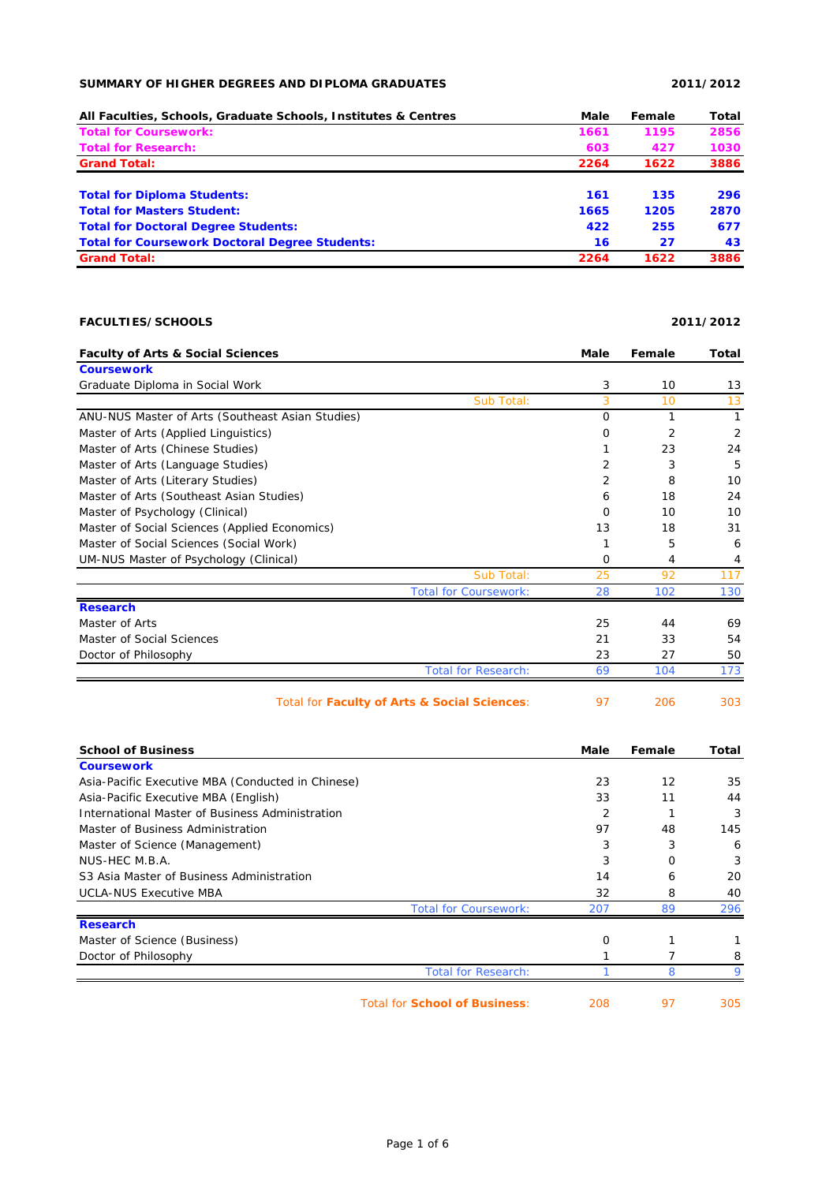**SUMMARY OF HIGHER DEGREES AND DIPLOMA GRADUATES** **2011/2012**

| All Faculties, Schools, Graduate Schools, Institutes & Centres | Male | Female | Total |
|---|---|---|---|
| **Total for Coursework:** | **1661** | **1195** | **2856** |
| **Total for Research:** | **603** | **427** | **1030** |
| **Grand Total:** | **2264** | **1622** | **3886** |
| | | | |
| **Total for Diploma Students:** | **161** | **135** | **296** |
| **Total for Masters Student:** | **1665** | **1205** | **2870** |
| **Total for Doctoral Degree Students:** | **422** | **255** | **677** |
| **Total for Coursework Doctoral Degree Students:** | **16** | **27** | **43** |
| **Grand Total:** | **2264** | **1622** | **3886** |

**FACULTIES/SCHOOLS** **2011/2012**

| Faculty of Arts & Social Sciences | Male | Female | Total |
|---|---|---|---|
| **Coursework** | | | |
| Graduate Diploma in Social Work | 3 | 10 | 13 |
| Sub Total: | 3 | 10 | 13 |
| ANU-NUS Master of Arts (Southeast Asian Studies) | 0 | 1 | 1 |
| Master of Arts (Applied Linguistics) | 0 | 2 | 2 |
| Master of Arts (Chinese Studies) | 1 | 23 | 24 |
| Master of Arts (Language Studies) | 2 | 3 | 5 |
| Master of Arts (Literary Studies) | 2 | 8 | 10 |
| Master of Arts (Southeast Asian Studies) | 6 | 18 | 24 |
| Master of Psychology (Clinical) | 0 | 10 | 10 |
| Master of Social Sciences (Applied Economics) | 13 | 18 | 31 |
| Master of Social Sciences (Social Work) | 1 | 5 | 6 |
| UM-NUS Master of Psychology (Clinical) | 0 | 4 | 4 |
| Sub Total: | 25 | 92 | 117 |
| Total for Coursework: | 28 | 102 | 130 |
| **Research** | | | |
| Master of Arts | 25 | 44 | 69 |
| Master of Social Sciences | 21 | 33 | 54 |
| Doctor of Philosophy | 23 | 27 | 50 |
| Total for Research: | 69 | 104 | 173 |
| Total for **Faculty of Arts & Social Sciences**: | 97 | 206 | 303 |

| School of Business | Male | Female | Total |
|---|---|---|---|
| **Coursework** | | | |
| Asia-Pacific Executive MBA (Conducted in Chinese) | 23 | 12 | 35 |
| Asia-Pacific Executive MBA (English) | 33 | 11 | 44 |
| International Master of Business Administration | 2 | 1 | 3 |
| Master of Business Administration | 97 | 48 | 145 |
| Master of Science (Management) | 3 | 3 | 6 |
| NUS-HEC M.B.A. | 3 | 0 | 3 |
| S3 Asia Master of Business Administration | 14 | 6 | 20 |
| UCLA-NUS Executive MBA | 32 | 8 | 40 |
| Total for Coursework: | 207 | 89 | 296 |
| **Research** | | | |
| Master of Science (Business) | 0 | 1 | 1 |
| Doctor of Philosophy | 1 | 7 | 8 |
| Total for Research: | 1 | 8 | 9 |
| Total for **School of Business**: | 208 | 97 | 305 |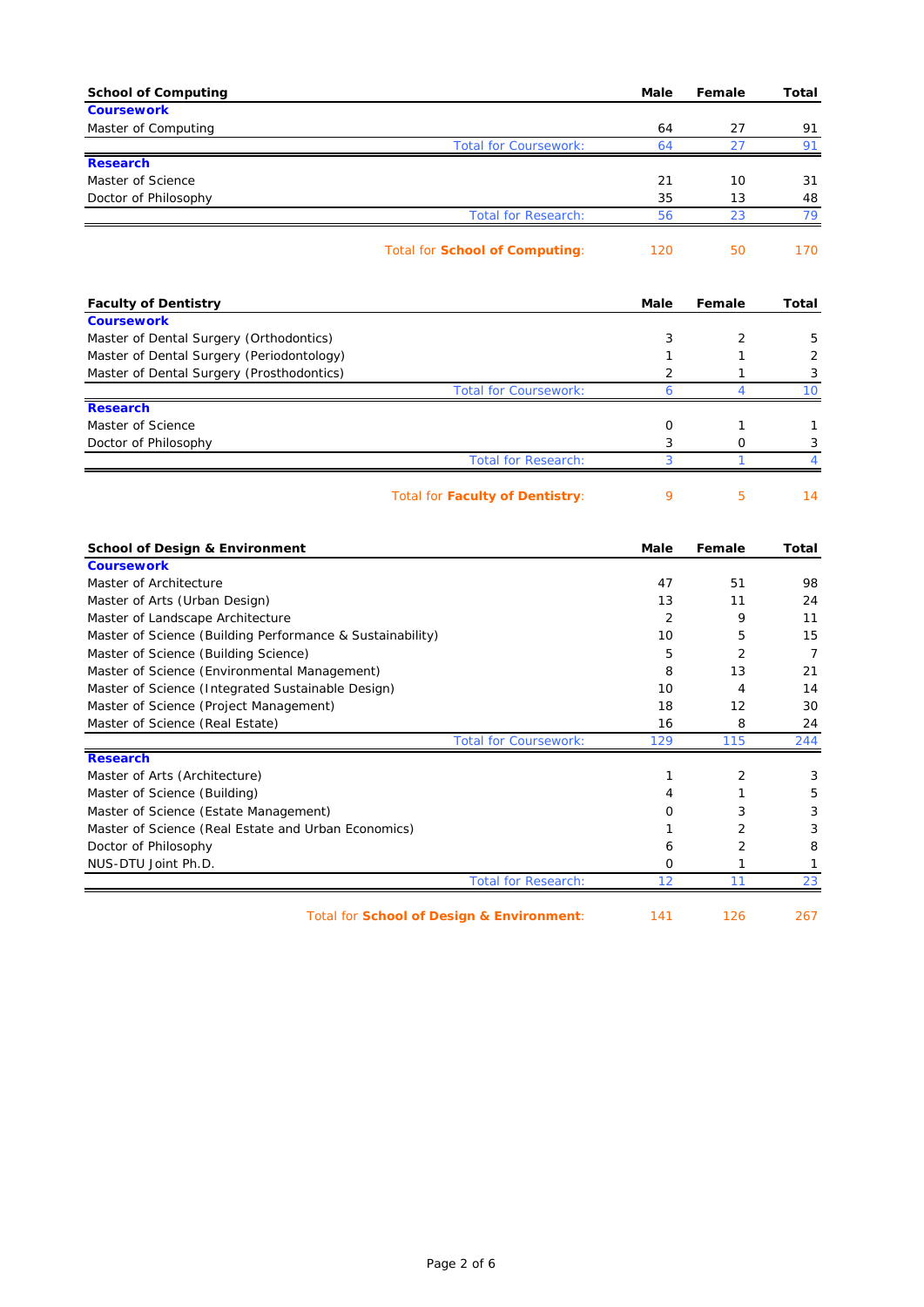| School of Computing | Male | Female | Total |
|---|---|---|---|
| **Coursework** | | | |
| Master of Computing | 64 | 27 | 91 |
| Total for Coursework: | 64 | 27 | 91 |
| **Research** | | | |
| Master of Science | 21 | 10 | 31 |
| Doctor of Philosophy | 35 | 13 | 48 |
| Total for Research: | 56 | 23 | 79 |
| Total for **School of Computing**: | 120 | 50 | 170 |

| Faculty of Dentistry | Male | Female | Total |
|---|---|---|---|
| **Coursework** | | | |
| Master of Dental Surgery (Orthodontics) | 3 | 2 | 5 |
| Master of Dental Surgery (Periodontology) | 1 | 1 | 2 |
| Master of Dental Surgery (Prosthodontics) | 2 | 1 | 3 |
| Total for Coursework: | 6 | 4 | 10 |
| **Research** | | | |
| Master of Science | 0 | 1 | 1 |
| Doctor of Philosophy | 3 | 0 | 3 |
| Total for Research: | 3 | 1 | 4 |
| Total for **Faculty of Dentistry**: | 9 | 5 | 14 |

| School of Design & Environment | Male | Female | Total |
|---|---|---|---|
| **Coursework** | | | |
| Master of Architecture | 47 | 51 | 98 |
| Master of Arts (Urban Design) | 13 | 11 | 24 |
| Master of Landscape Architecture | 2 | 9 | 11 |
| Master of Science (Building Performance & Sustainability) | 10 | 5 | 15 |
| Master of Science (Building Science) | 5 | 2 | 7 |
| Master of Science (Environmental Management) | 8 | 13 | 21 |
| Master of Science (Integrated Sustainable Design) | 10 | 4 | 14 |
| Master of Science (Project Management) | 18 | 12 | 30 |
| Master of Science (Real Estate) | 16 | 8 | 24 |
| Total for Coursework: | 129 | 115 | 244 |
| **Research** | | | |
| Master of Arts (Architecture) | 1 | 2 | 3 |
| Master of Science (Building) | 4 | 1 | 5 |
| Master of Science (Estate Management) | 0 | 3 | 3 |
| Master of Science (Real Estate and Urban Economics) | 1 | 2 | 3 |
| Doctor of Philosophy | 6 | 2 | 8 |
| NUS-DTU Joint Ph.D. | 0 | 1 | 1 |
| Total for Research: | 12 | 11 | 23 |
| Total for **School of Design & Environment**: | 141 | 126 | 267 |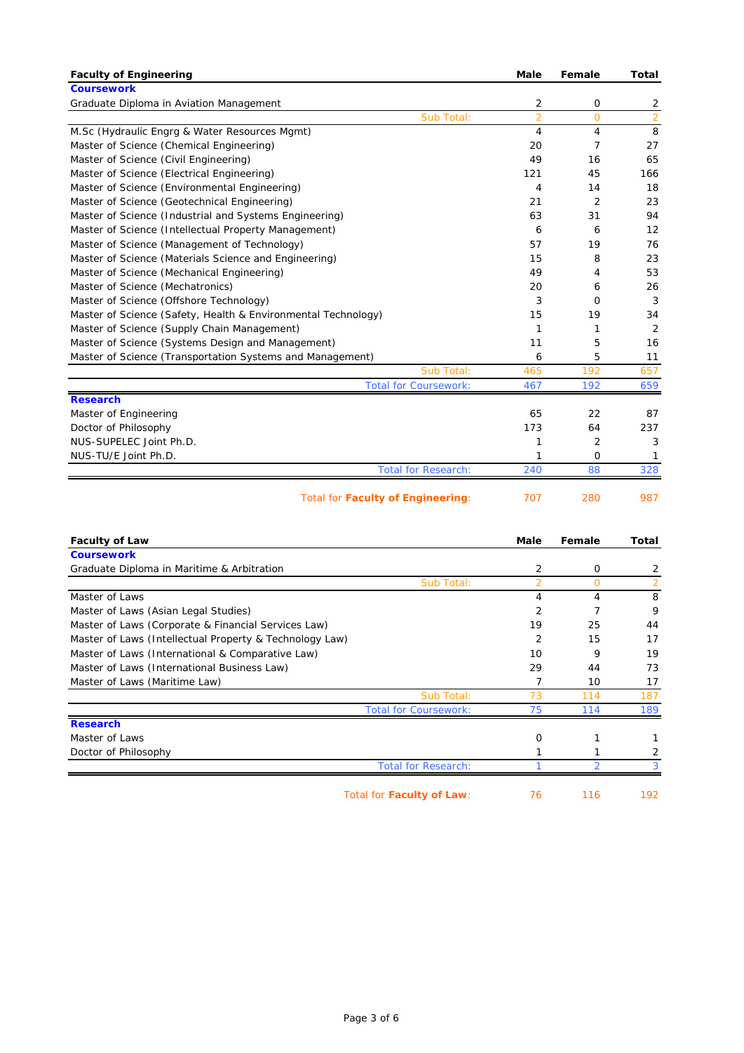| Faculty of Engineering | Male | Female | Total |
|---|---|---|---|
| **Coursework** | | | |
| Graduate Diploma in Aviation Management | 2 | 0 | 2 |
| Sub Total: | 2 | 0 | 2 |
| M.Sc (Hydraulic Engrg & Water Resources Mgmt) | 4 | 4 | 8 |
| Master of Science (Chemical Engineering) | 20 | 7 | 27 |
| Master of Science (Civil Engineering) | 49 | 16 | 65 |
| Master of Science (Electrical Engineering) | 121 | 45 | 166 |
| Master of Science (Environmental Engineering) | 4 | 14 | 18 |
| Master of Science (Geotechnical Engineering) | 21 | 2 | 23 |
| Master of Science (Industrial and Systems Engineering) | 63 | 31 | 94 |
| Master of Science (Intellectual Property Management) | 6 | 6 | 12 |
| Master of Science (Management of Technology) | 57 | 19 | 76 |
| Master of Science (Materials Science and Engineering) | 15 | 8 | 23 |
| Master of Science (Mechanical Engineering) | 49 | 4 | 53 |
| Master of Science (Mechatronics) | 20 | 6 | 26 |
| Master of Science (Offshore Technology) | 3 | 0 | 3 |
| Master of Science (Safety, Health & Environmental Technology) | 15 | 19 | 34 |
| Master of Science (Supply Chain Management) | 1 | 1 | 2 |
| Master of Science (Systems Design and Management) | 11 | 5 | 16 |
| Master of Science (Transportation Systems and Management) | 6 | 5 | 11 |
| Sub Total: | 465 | 192 | 657 |
| Total for Coursework: | 467 | 192 | 659 |
| **Research** | | | |
| Master of Engineering | 65 | 22 | 87 |
| Doctor of Philosophy | 173 | 64 | 237 |
| NUS-SUPELEC Joint Ph.D. | 1 | 2 | 3 |
| NUS-TU/E Joint Ph.D. | 1 | 0 | 1 |
| Total for Research: | 240 | 88 | 328 |
| Total for **Faculty of Engineering**: | 707 | 280 | 987 |

| Faculty of Law | Male | Female | Total |
|---|---|---|---|
| **Coursework** | | | |
| Graduate Diploma in Maritime & Arbitration | 2 | 0 | 2 |
| Sub Total: | 2 | 0 | 2 |
| Master of Laws | 4 | 4 | 8 |
| Master of Laws (Asian Legal Studies) | 2 | 7 | 9 |
| Master of Laws (Corporate & Financial Services Law) | 19 | 25 | 44 |
| Master of Laws (Intellectual Property & Technology Law) | 2 | 15 | 17 |
| Master of Laws (International & Comparative Law) | 10 | 9 | 19 |
| Master of Laws (International Business Law) | 29 | 44 | 73 |
| Master of Laws (Maritime Law) | 7 | 10 | 17 |
| Sub Total: | 73 | 114 | 187 |
| Total for Coursework: | 75 | 114 | 189 |
| **Research** | | | |
| Master of Laws | 0 | 1 | 1 |
| Doctor of Philosophy | 1 | 1 | 2 |
| Total for Research: | 1 | 2 | 3 |
| Total for **Faculty of Law**: | 76 | 116 | 192 |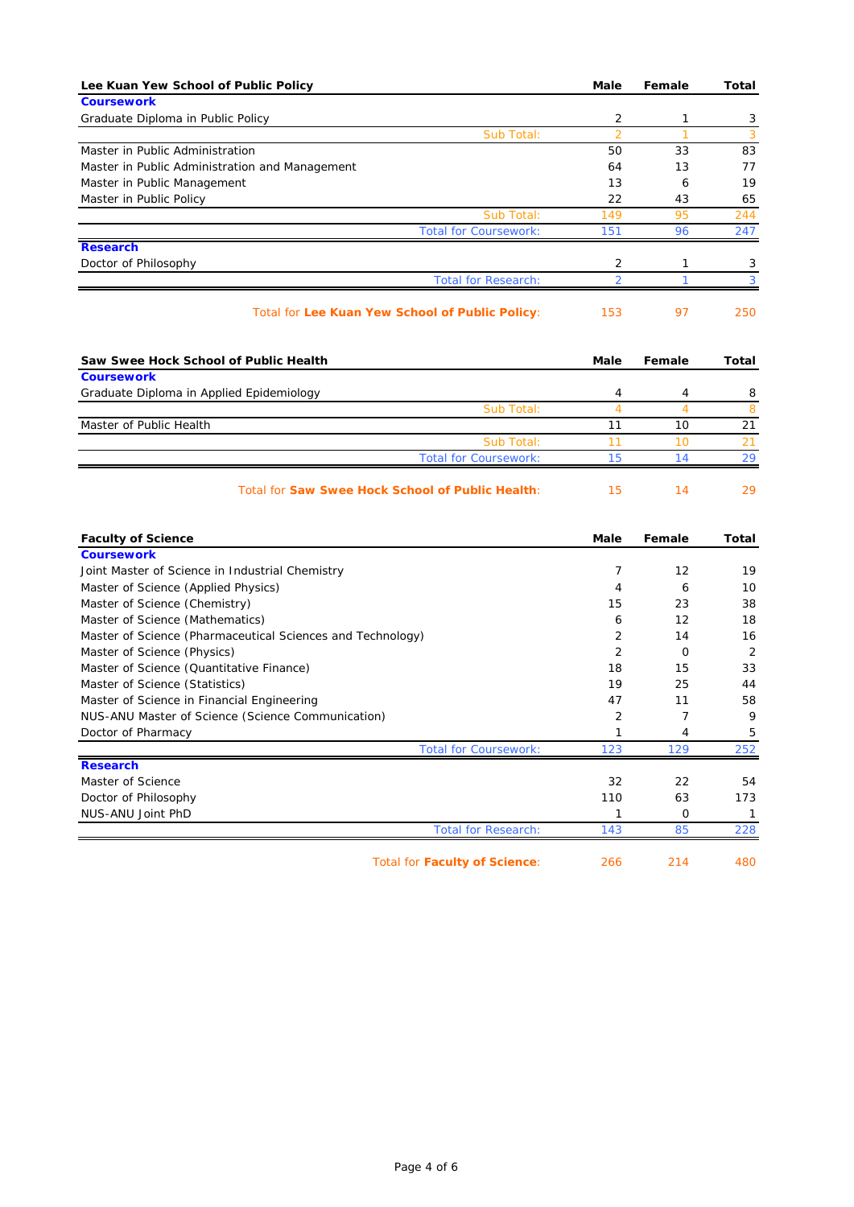| Lee Kuan Yew School of Public Policy | Male | Female | Total |
|---|---|---|---|
| **Coursework** | | | |
| Graduate Diploma in Public Policy | 2 | 1 | 3 |
| Sub Total: | 2 | 1 | 3 |
| Master in Public Administration | 50 | 33 | 83 |
| Master in Public Administration and Management | 64 | 13 | 77 |
| Master in Public Management | 13 | 6 | 19 |
| Master in Public Policy | 22 | 43 | 65 |
| Sub Total: | 149 | 95 | 244 |
| Total for Coursework: | 151 | 96 | 247 |
| **Research** | | | |
| Doctor of Philosophy | 2 | 1 | 3 |
| Total for Research: | 2 | 1 | 3 |
| Total for **Lee Kuan Yew School of Public Policy**: | 153 | 97 | 250 |

| Saw Swee Hock School of Public Health | Male | Female | Total |
|---|---|---|---|
| **Coursework** | | | |
| Graduate Diploma in Applied Epidemiology | 4 | 4 | 8 |
| Sub Total: | 4 | 4 | 8 |
| Master of Public Health | 11 | 10 | 21 |
| Sub Total: | 11 | 10 | 21 |
| Total for Coursework: | 15 | 14 | 29 |
| Total for **Saw Swee Hock School of Public Health**: | 15 | 14 | 29 |

| Faculty of Science | Male | Female | Total |
|---|---|---|---|
| **Coursework** | | | |
| Joint Master of Science in Industrial Chemistry | 7 | 12 | 19 |
| Master of Science (Applied Physics) | 4 | 6 | 10 |
| Master of Science (Chemistry) | 15 | 23 | 38 |
| Master of Science (Mathematics) | 6 | 12 | 18 |
| Master of Science (Pharmaceutical Sciences and Technology) | 2 | 14 | 16 |
| Master of Science (Physics) | 2 | 0 | 2 |
| Master of Science (Quantitative Finance) | 18 | 15 | 33 |
| Master of Science (Statistics) | 19 | 25 | 44 |
| Master of Science in Financial Engineering | 47 | 11 | 58 |
| NUS-ANU Master of Science (Science Communication) | 2 | 7 | 9 |
| Doctor of Pharmacy | 1 | 4 | 5 |
| Total for Coursework: | 123 | 129 | 252 |
| **Research** | | | |
| Master of Science | 32 | 22 | 54 |
| Doctor of Philosophy | 110 | 63 | 173 |
| NUS-ANU Joint PhD | 1 | 0 | 1 |
| Total for Research: | 143 | 85 | 228 |
| Total for **Faculty of Science**: | 266 | 214 | 480 |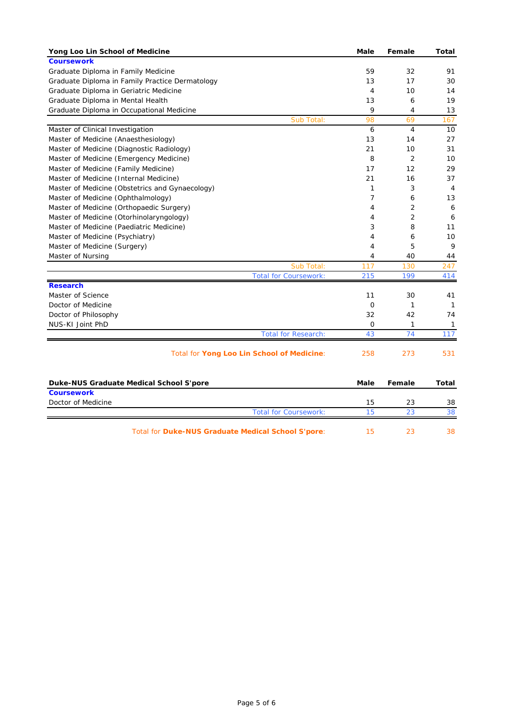| Yong Loo Lin School of Medicine | Male | Female | Total |
|---|---|---|---|
| **Coursework** | | | |
| Graduate Diploma in Family Medicine | 59 | 32 | 91 |
| Graduate Diploma in Family Practice Dermatology | 13 | 17 | 30 |
| Graduate Diploma in Geriatric Medicine | 4 | 10 | 14 |
| Graduate Diploma in Mental Health | 13 | 6 | 19 |
| Graduate Diploma in Occupational Medicine | 9 | 4 | 13 |
| Sub Total: | 98 | 69 | 167 |
| Master of Clinical Investigation | 6 | 4 | 10 |
| Master of Medicine (Anaesthesiology) | 13 | 14 | 27 |
| Master of Medicine (Diagnostic Radiology) | 21 | 10 | 31 |
| Master of Medicine (Emergency Medicine) | 8 | 2 | 10 |
| Master of Medicine (Family Medicine) | 17 | 12 | 29 |
| Master of Medicine (Internal Medicine) | 21 | 16 | 37 |
| Master of Medicine (Obstetrics and Gynaecology) | 1 | 3 | 4 |
| Master of Medicine (Ophthalmology) | 7 | 6 | 13 |
| Master of Medicine (Orthopaedic Surgery) | 4 | 2 | 6 |
| Master of Medicine (Otorhinolaryngology) | 4 | 2 | 6 |
| Master of Medicine (Paediatric Medicine) | 3 | 8 | 11 |
| Master of Medicine (Psychiatry) | 4 | 6 | 10 |
| Master of Medicine (Surgery) | 4 | 5 | 9 |
| Master of Nursing | 4 | 40 | 44 |
| Sub Total: | 117 | 130 | 247 |
| Total for Coursework: | 215 | 199 | 414 |
| **Research** | | | |
| Master of Science | 11 | 30 | 41 |
| Doctor of Medicine | 0 | 1 | 1 |
| Doctor of Philosophy | 32 | 42 | 74 |
| NUS-KI Joint PhD | 0 | 1 | 1 |
| Total for Research: | 43 | 74 | 117 |
| Total for **Yong Loo Lin School of Medicine**: | 258 | 273 | 531 |

| Duke-NUS Graduate Medical School S'pore | Male | Female | Total |
|---|---|---|---|
| **Coursework** | | | |
| Doctor of Medicine | 15 | 23 | 38 |
| Total for Coursework: | 15 | 23 | 38 |
| Total for **Duke-NUS Graduate Medical School S'pore**: | 15 | 23 | 38 |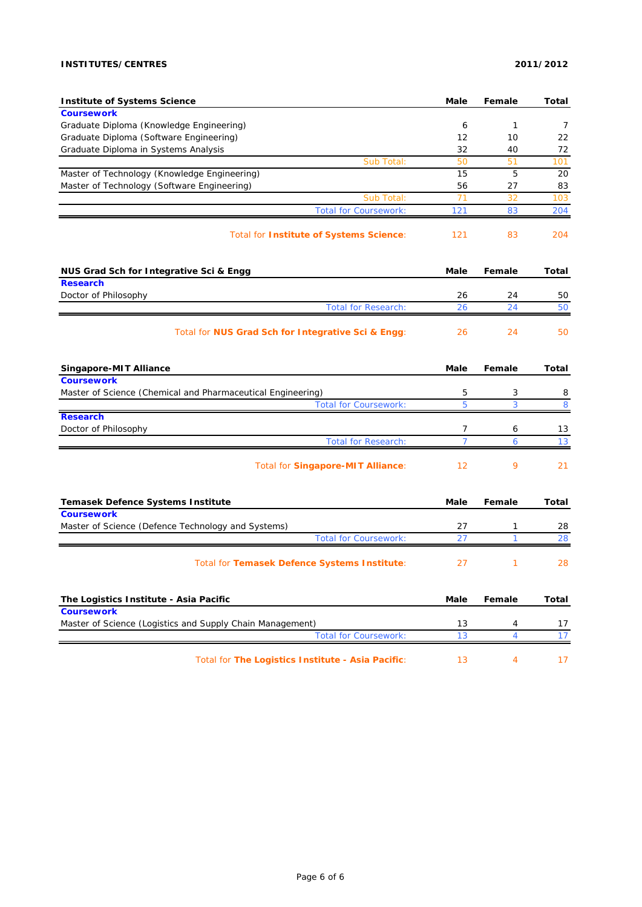**INSTITUTES/CENTRES** **2011/2012**

| Institute of Systems Science | Male | Female | Total |
|---|---|---|---|
| **Coursework** | | | |
| Graduate Diploma (Knowledge Engineering) | 6 | 1 | 7 |
| Graduate Diploma (Software Engineering) | 12 | 10 | 22 |
| Graduate Diploma in Systems Analysis | 32 | 40 | 72 |
| Sub Total: | 50 | 51 | 101 |
| Master of Technology (Knowledge Engineering) | 15 | 5 | 20 |
| Master of Technology (Software Engineering) | 56 | 27 | 83 |
| Sub Total: | 71 | 32 | 103 |
| Total for Coursework: | 121 | 83 | 204 |
| Total for **Institute of Systems Science**: | 121 | 83 | 204 |

| NUS Grad Sch for Integrative Sci & Engg | Male | Female | Total |
|---|---|---|---|
| **Research** | | | |
| Doctor of Philosophy | 26 | 24 | 50 |
| Total for Research: | 26 | 24 | 50 |
| Total for **NUS Grad Sch for Integrative Sci & Engg**: | 26 | 24 | 50 |

| Singapore-MIT Alliance | Male | Female | Total |
|---|---|---|---|
| **Coursework** | | | |
| Master of Science (Chemical and Pharmaceutical Engineering) | 5 | 3 | 8 |
| Total for Coursework: | 5 | 3 | 8 |
| **Research** | | | |
| Doctor of Philosophy | 7 | 6 | 13 |
| Total for Research: | 7 | 6 | 13 |
| Total for **Singapore-MIT Alliance**: | 12 | 9 | 21 |

| Temasek Defence Systems Institute | Male | Female | Total |
|---|---|---|---|
| **Coursework** | | | |
| Master of Science (Defence Technology and Systems) | 27 | 1 | 28 |
| Total for Coursework: | 27 | 1 | 28 |
| Total for **Temasek Defence Systems Institute**: | 27 | 1 | 28 |

| The Logistics Institute - Asia Pacific | Male | Female | Total |
|---|---|---|---|
| **Coursework** | | | |
| Master of Science (Logistics and Supply Chain Management) | 13 | 4 | 17 |
| Total for Coursework: | 13 | 4 | 17 |
| Total for **The Logistics Institute - Asia Pacific**: | 13 | 4 | 17 |